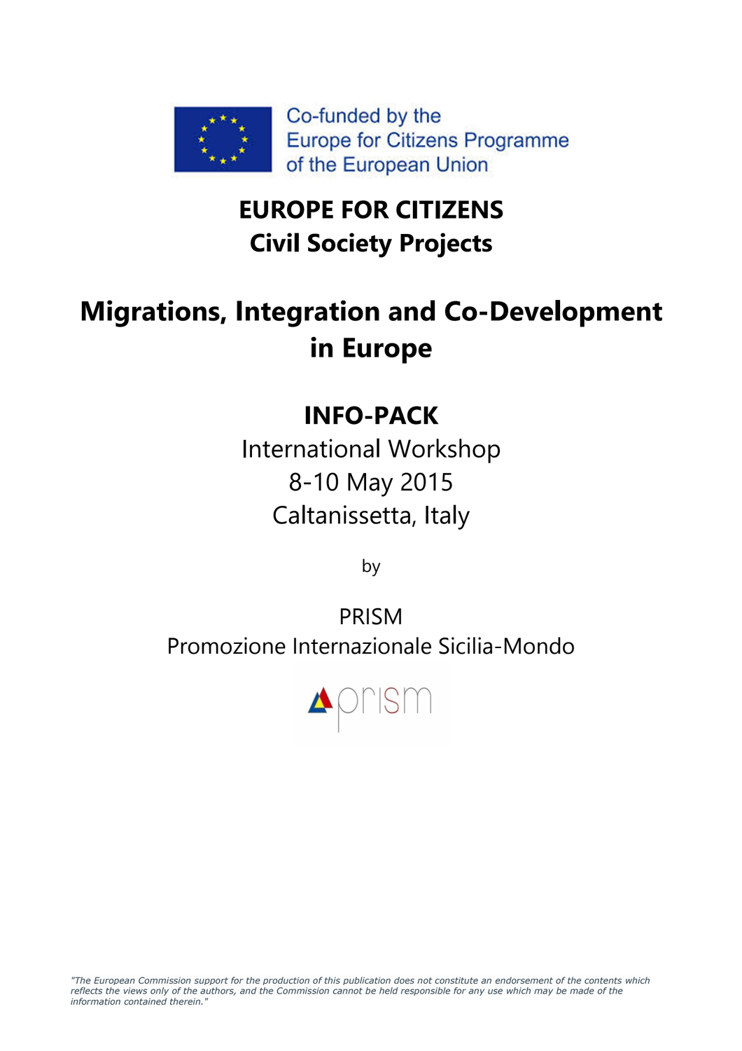Co-funded by the
Europe for Citizens Programme
of the European Union

# EUROPE FOR CITIZENS
# Civil Society Projects

# Migrations, Integration and Co-Development in Europe

## INFO-PACK

International Workshop

8-10 May 2015

Caltanissetta, Italy

by

PRISM

Promozione Internazionale Sicilia-Mondo

prism

*"The European Commission support for the production of this publication does not constitute an endorsement of the contents which reflects the views only of the authors, and the Commission cannot be held responsible for any use which may be made of the information contained therein."*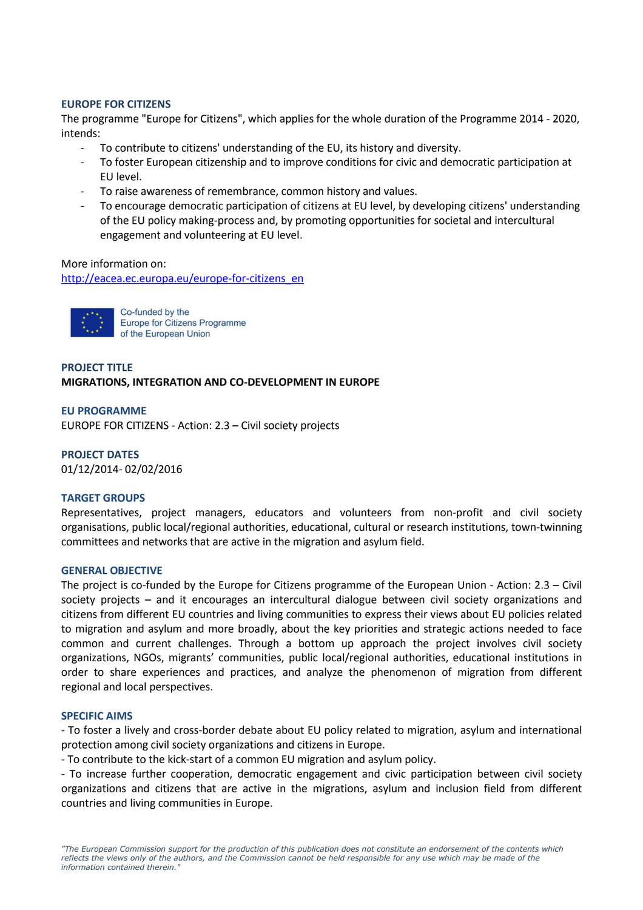## EUROPE FOR CITIZENS

The programme "Europe for Citizens", which applies for the whole duration of the Programme 2014 - 2020, intends:

- To contribute to citizens' understanding of the EU, its history and diversity.
- To foster European citizenship and to improve conditions for civic and democratic participation at EU level.
- To raise awareness of remembrance, common history and values.
- To encourage democratic participation of citizens at EU level, by developing citizens' understanding of the EU policy making-process and, by promoting opportunities for societal and intercultural engagement and volunteering at EU level.

More information on:
http://eacea.ec.europa.eu/europe-for-citizens_en

Co-funded by the Europe for Citizens Programme of the European Union

## PROJECT TITLE

**MIGRATIONS, INTEGRATION AND CO-DEVELOPMENT IN EUROPE**

## EU PROGRAMME

EUROPE FOR CITIZENS - Action: 2.3 – Civil society projects

## PROJECT DATES

01/12/2014- 02/02/2016

## TARGET GROUPS

Representatives, project managers, educators and volunteers from non-profit and civil society organisations, public local/regional authorities, educational, cultural or research institutions, town-twinning committees and networks that are active in the migration and asylum field.

## GENERAL OBJECTIVE

The project is co-funded by the Europe for Citizens programme of the European Union - Action: 2.3 – Civil society projects – and it encourages an intercultural dialogue between civil society organizations and citizens from different EU countries and living communities to express their views about EU policies related to migration and asylum and more broadly, about the key priorities and strategic actions needed to face common and current challenges. Through a bottom up approach the project involves civil society organizations, NGOs, migrants' communities, public local/regional authorities, educational institutions in order to share experiences and practices, and analyze the phenomenon of migration from different regional and local perspectives.

## SPECIFIC AIMS

- To foster a lively and cross-border debate about EU policy related to migration, asylum and international protection among civil society organizations and citizens in Europe.
- To contribute to the kick-start of a common EU migration and asylum policy.
- To increase further cooperation, democratic engagement and civic participation between civil society organizations and citizens that are active in the migrations, asylum and inclusion field from different countries and living communities in Europe.

*"The European Commission support for the production of this publication does not constitute an endorsement of the contents which reflects the views only of the authors, and the Commission cannot be held responsible for any use which may be made of the information contained therein."*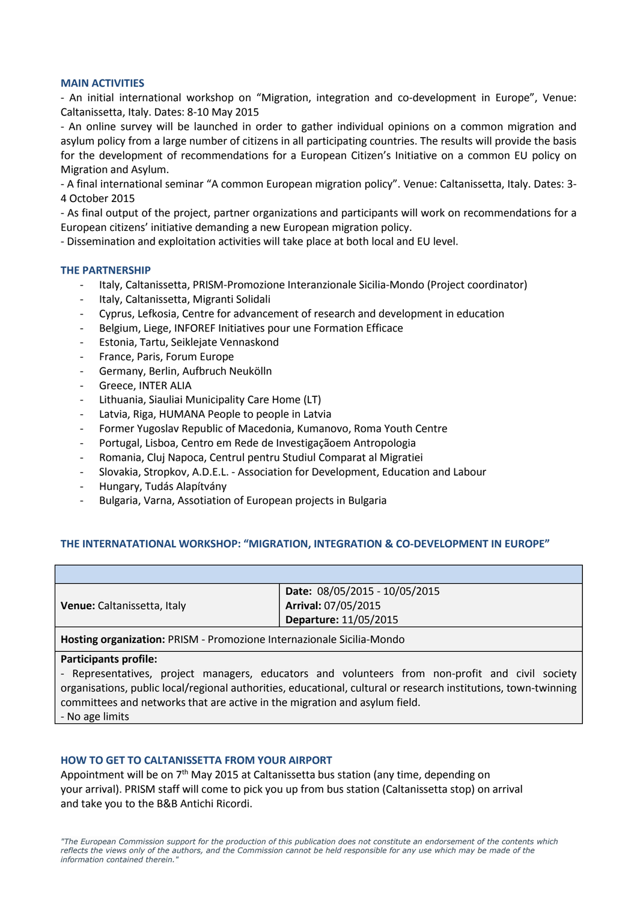### MAIN ACTIVITIES

- An initial international workshop on "Migration, integration and co-development in Europe", Venue: Caltanissetta, Italy. Dates: 8-10 May 2015
- An online survey will be launched in order to gather individual opinions on a common migration and asylum policy from a large number of citizens in all participating countries. The results will provide the basis for the development of recommendations for a European Citizen's Initiative on a common EU policy on Migration and Asylum.
- A final international seminar "A common European migration policy". Venue: Caltanissetta, Italy. Dates: 3-4 October 2015
- As final output of the project, partner organizations and participants will work on recommendations for a European citizens' initiative demanding a new European migration policy.
- Dissemination and exploitation activities will take place at both local and EU level.

### THE PARTNERSHIP

- Italy, Caltanissetta, PRISM-Promozione Interanzionale Sicilia-Mondo (Project coordinator)
- Italy, Caltanissetta, Migranti Solidali
- Cyprus, Lefkosia, Centre for advancement of research and development in education
- Belgium, Liege, INFOREF Initiatives pour une Formation Efficace
- Estonia, Tartu, Seiklejate Vennaskond
- France, Paris, Forum Europe
- Germany, Berlin, Aufbruch Neukölln
- Greece, INTER ALIA
- Lithuania, Siauliai Municipality Care Home (LT)
- Latvia, Riga, HUMANA People to people in Latvia
- Former Yugoslav Republic of Macedonia, Kumanovo, Roma Youth Centre
- Portugal, Lisboa, Centro em Rede de Investigaçãoem Antropologia
- Romania, Cluj Napoca, Centrul pentru Studiul Comparat al Migratiei
- Slovakia, Stropkov, A.D.E.L. - Association for Development, Education and Labour
- Hungary, Tudás Alapítvány
- Bulgaria, Varna, Assotiation of European projects in Bulgaria

### THE INTERNATATIONAL WORKSHOP: "MIGRATION, INTEGRATION & CO-DEVELOPMENT IN EUROPE"

| | |
|---|---|
| **Venue:** Caltanissetta, Italy | **Date:** 08/05/2015 - 10/05/2015<br>**Arrival:** 07/05/2015<br>**Departure:** 11/05/2015 |
| **Hosting organization:** PRISM - Promozione Internazionale Sicilia-Mondo | |
| **Participants profile:**<br>- Representatives, project managers, educators and volunteers from non-profit and civil society organisations, public local/regional authorities, educational, cultural or research institutions, town-twinning committees and networks that are active in the migration and asylum field.<br>- No age limits | |

### HOW TO GET TO CALTANISSETTA FROM YOUR AIRPORT

Appointment will be on 7th May 2015 at Caltanissetta bus station (any time, depending on your arrival). PRISM staff will come to pick you up from bus station (Caltanissetta stop) on arrival and take you to the B&B Antichi Ricordi.

*"The European Commission support for the production of this publication does not constitute an endorsement of the contents which reflects the views only of the authors, and the Commission cannot be held responsible for any use which may be made of the information contained therein."*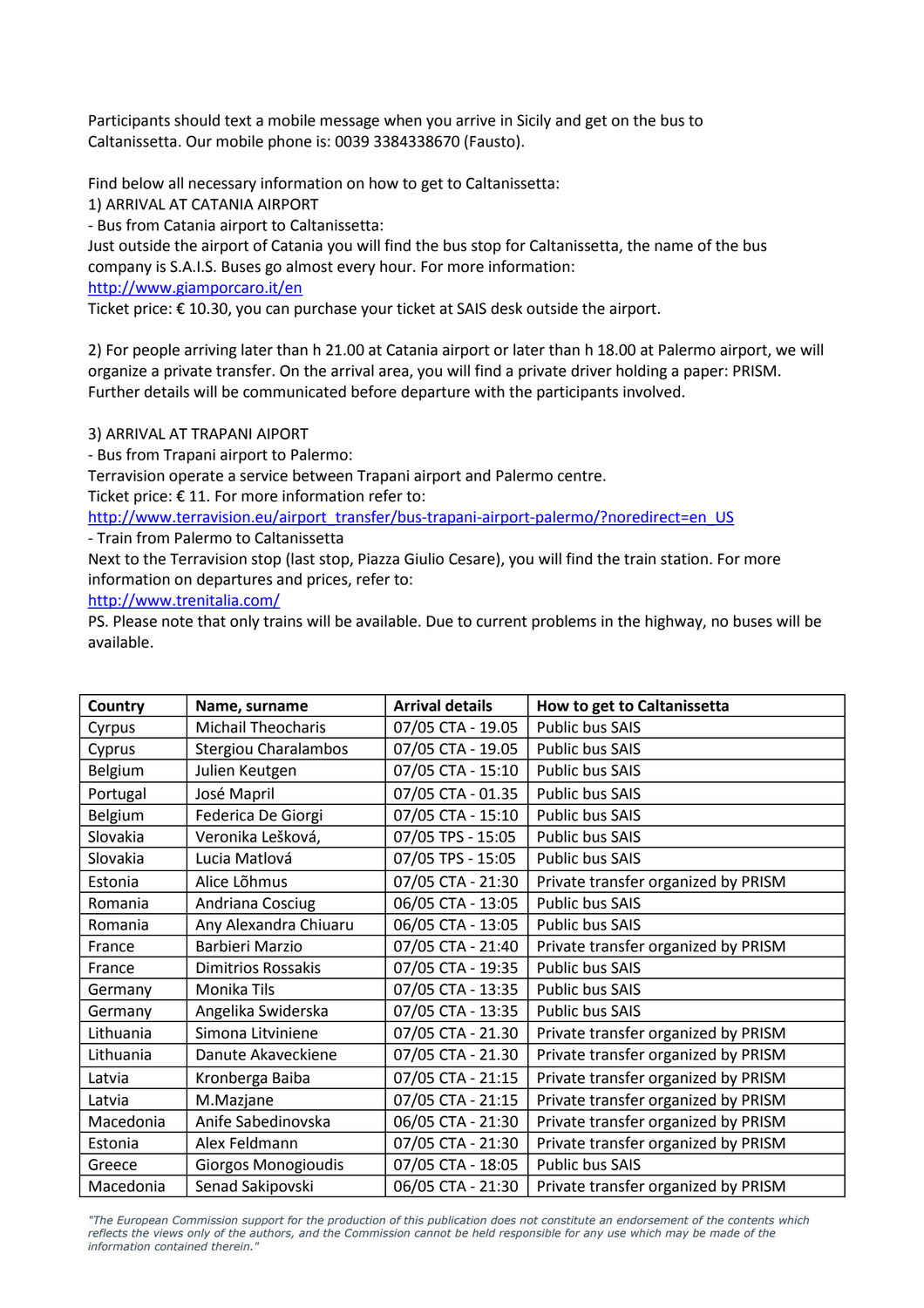Participants should text a mobile message when you arrive in Sicily and get on the bus to Caltanissetta. Our mobile phone is: 0039 3384338670 (Fausto).

Find below all necessary information on how to get to Caltanissetta:

1) ARRIVAL AT CATANIA AIRPORT

- Bus from Catania airport to Caltanissetta:

Just outside the airport of Catania you will find the bus stop for Caltanissetta, the name of the bus company is S.A.I.S. Buses go almost every hour. For more information:
http://www.giamporcaro.it/en
Ticket price: € 10.30, you can purchase your ticket at SAIS desk outside the airport.

2) For people arriving later than h 21.00 at Catania airport or later than h 18.00 at Palermo airport, we will organize a private transfer. On the arrival area, you will find a private driver holding a paper: PRISM. Further details will be communicated before departure with the participants involved.

3) ARRIVAL AT TRAPANI AIPORT

- Bus from Trapani airport to Palermo:

Terravision operate a service between Trapani airport and Palermo centre.
Ticket price: € 11. For more information refer to:
http://www.terravision.eu/airport_transfer/bus-trapani-airport-palermo/?noredirect=en_US

- Train from Palermo to Caltanissetta

Next to the Terravision stop (last stop, Piazza Giulio Cesare), you will find the train station. For more information on departures and prices, refer to:
http://www.trenitalia.com/

PS. Please note that only trains will be available. Due to current problems in the highway, no buses will be available.

| Country | Name, surname | Arrival details | How to get to Caltanissetta |
|---|---|---|---|
| Cyprus | Michail Theocharis | 07/05 CTA - 19.05 | Public bus SAIS |
| Cyprus | Stergiou Charalambos | 07/05 CTA - 19.05 | Public bus SAIS |
| Belgium | Julien Keutgen | 07/05 CTA - 15:10 | Public bus SAIS |
| Portugal | José Mapril | 07/05 CTA - 01.35 | Public bus SAIS |
| Belgium | Federica De Giorgi | 07/05 CTA - 15:10 | Public bus SAIS |
| Slovakia | Veronika Lešková, | 07/05 TPS - 15:05 | Public bus SAIS |
| Slovakia | Lucia Matlová | 07/05 TPS - 15:05 | Public bus SAIS |
| Estonia | Alice Lõhmus | 07/05 CTA - 21:30 | Private transfer organized by PRISM |
| Romania | Andriana Cosciug | 06/05 CTA - 13:05 | Public bus SAIS |
| Romania | Any Alexandra Chiuaru | 06/05 CTA - 13:05 | Public bus SAIS |
| France | Barbieri Marzio | 07/05 CTA - 21:40 | Private transfer organized by PRISM |
| France | Dimitrios Rossakis | 07/05 CTA - 19:35 | Public bus SAIS |
| Germany | Monika Tils | 07/05 CTA - 13:35 | Public bus SAIS |
| Germany | Angelika Swiderska | 07/05 CTA - 13:35 | Public bus SAIS |
| Lithuania | Simona Litviniene | 07/05 CTA - 21.30 | Private transfer organized by PRISM |
| Lithuania | Danute Akaveckiene | 07/05 CTA - 21.30 | Private transfer organized by PRISM |
| Latvia | Kronberga Baiba | 07/05 CTA - 21:15 | Private transfer organized by PRISM |
| Latvia | M.Mazjane | 07/05 CTA - 21:15 | Private transfer organized by PRISM |
| Macedonia | Anife Sabedinovska | 06/05 CTA - 21:30 | Private transfer organized by PRISM |
| Estonia | Alex Feldmann | 07/05 CTA - 21:30 | Private transfer organized by PRISM |
| Greece | Giorgos Monogioudis | 07/05 CTA - 18:05 | Public bus SAIS |
| Macedonia | Senad Sakipovski | 06/05 CTA - 21:30 | Private transfer organized by PRISM |

*"The European Commission support for the production of this publication does not constitute an endorsement of the contents which reflects the views only of the authors, and the Commission cannot be held responsible for any use which may be made of the information contained therein."*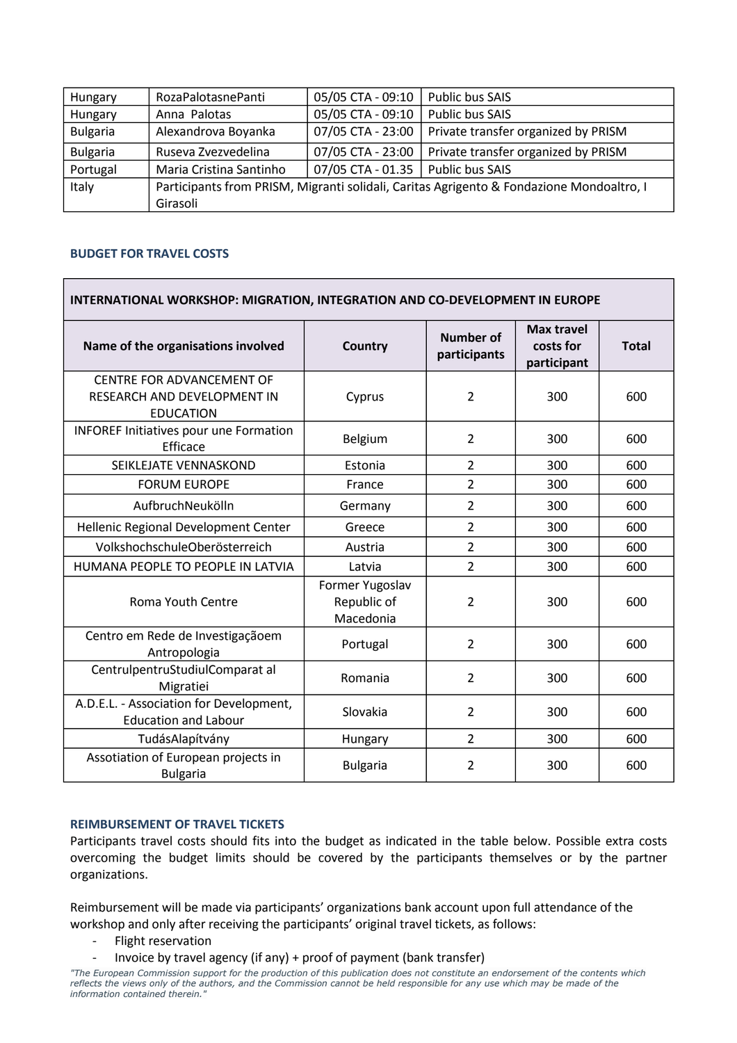| Hungary | RozaPalotasnePanti | 05/05 CTA - 09:10 | Public bus SAIS |
|---|---|---|---|
| Hungary | Anna  Palotas | 05/05 CTA - 09:10 | Public bus SAIS |
| Bulgaria | Alexandrova Boyanka | 07/05 CTA - 23:00 | Private transfer organized by PRISM |
| Bulgaria | Ruseva Zvezvedelina | 07/05 CTA - 23:00 | Private transfer organized by PRISM |
| Portugal | Maria Cristina Santinho | 07/05 CTA - 01.35 | Public bus SAIS |
| Italy | Participants from PRISM, Migranti solidali, Caritas Agrigento & Fondazione Mondoaltro, I Girasoli | | |

#### BUDGET FOR TRAVEL COSTS

| INTERNATIONAL WORKSHOP: MIGRATION, INTEGRATION AND CO-DEVELOPMENT IN EUROPE | | | | |
|---|---|---|---|---|
| **Name of the organisations involved** | **Country** | **Number of participants** | **Max travel costs for participant** | **Total** |
| CENTRE FOR ADVANCEMENT OF RESEARCH AND DEVELOPMENT IN EDUCATION | Cyprus | 2 | 300 | 600 |
| INFOREF Initiatives pour une Formation Efficace | Belgium | 2 | 300 | 600 |
| SEIKLEJATE VENNASKOND | Estonia | 2 | 300 | 600 |
| FORUM EUROPE | France | 2 | 300 | 600 |
| AufbruchNeukölln | Germany | 2 | 300 | 600 |
| Hellenic Regional Development Center | Greece | 2 | 300 | 600 |
| VolkshochschuleOberösterreich | Austria | 2 | 300 | 600 |
| HUMANA PEOPLE TO PEOPLE IN LATVIA | Latvia | 2 | 300 | 600 |
| Roma Youth Centre | Former Yugoslav Republic of Macedonia | 2 | 300 | 600 |
| Centro em Rede de Investigaçãoem Antropologia | Portugal | 2 | 300 | 600 |
| CentrulpentruStudiulComparat al Migratiei | Romania | 2 | 300 | 600 |
| A.D.E.L. - Association for Development, Education and Labour | Slovakia | 2 | 300 | 600 |
| TudásAlapítvány | Hungary | 2 | 300 | 600 |
| Assotiation of European projects in Bulgaria | Bulgaria | 2 | 300 | 600 |

#### REIMBURSEMENT OF TRAVEL TICKETS

Participants travel costs should fits into the budget as indicated in the table below. Possible extra costs overcoming the budget limits should be covered by the participants themselves or by the partner organizations.

Reimbursement will be made via participants' organizations bank account upon full attendance of the workshop and only after receiving the participants' original travel tickets, as follows:

- Flight reservation
- Invoice by travel agency (if any) + proof of payment (bank transfer)

*"The European Commission support for the production of this publication does not constitute an endorsement of the contents which reflects the views only of the authors, and the Commission cannot be held responsible for any use which may be made of the information contained therein."*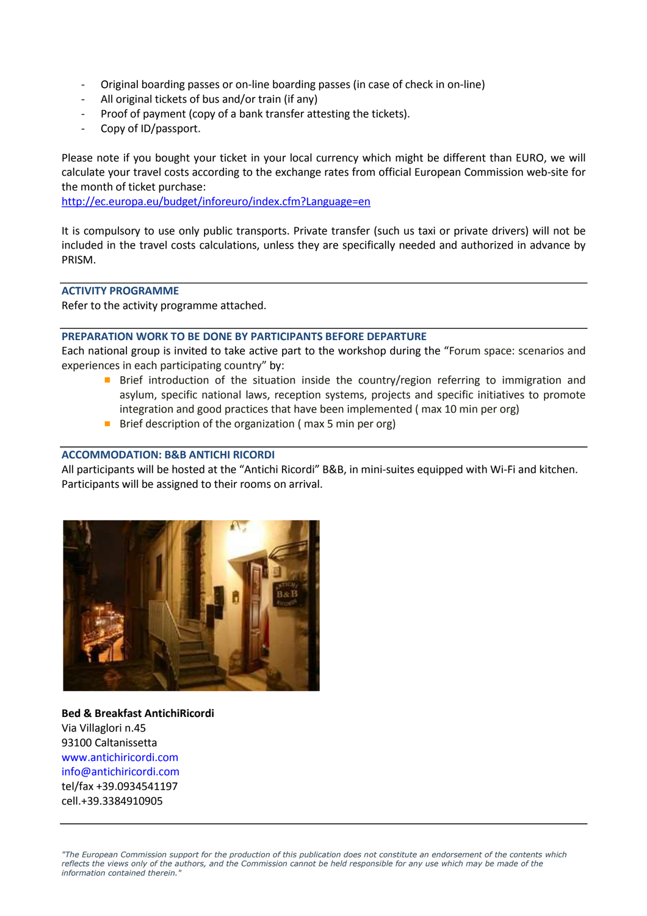- Original boarding passes or on-line boarding passes (in case of check in on-line)
- All original tickets of bus and/or train (if any)
- Proof of payment (copy of a bank transfer attesting the tickets).
- Copy of ID/passport.

Please note if you bought your ticket in your local currency which might be different than EURO, we will calculate your travel costs according to the exchange rates from official European Commission web-site for the month of ticket purchase:
http://ec.europa.eu/budget/inforeuro/index.cfm?Language=en

It is compulsory to use only public transports. Private transfer (such us taxi or private drivers) will not be included in the travel costs calculations, unless they are specifically needed and authorized in advance by PRISM.

## ACTIVITY PROGRAMME

Refer to the activity programme attached.

## PREPARATION WORK TO BE DONE BY PARTICIPANTS BEFORE DEPARTURE

Each national group is invited to take active part to the workshop during the "Forum space: scenarios and experiences in each participating country" by:

- Brief introduction of the situation inside the country/region referring to immigration and asylum, specific national laws, reception systems, projects and specific initiatives to promote integration and good practices that have been implemented ( max 10 min per org)
- Brief description of the organization ( max 5 min per org)

## ACCOMMODATION: B&B ANTICHI RICORDI

All participants will be hosted at the "Antichi Ricordi" B&B, in mini-suites equipped with Wi-Fi and kitchen. Participants will be assigned to their rooms on arrival.

**Bed & Breakfast AntichiRicordi**
Via Villaglori n.45
93100 Caltanissetta
www.antichiricordi.com
info@antichiricordi.com
tel/fax +39.0934541197
cell.+39.3384910905

*"The European Commission support for the production of this publication does not constitute an endorsement of the contents which reflects the views only of the authors, and the Commission cannot be held responsible for any use which may be made of the information contained therein."*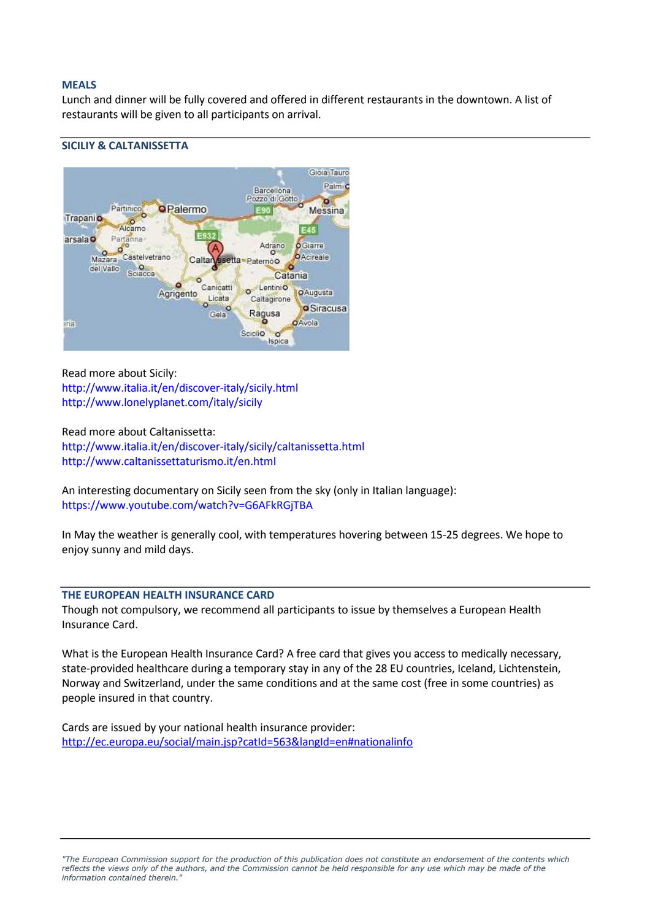## MEALS

Lunch and dinner will be fully covered and offered in different restaurants in the downtown. A list of restaurants will be given to all participants on arrival.

## SICILIY & CALTANISSETTA

Read more about Sicily:
http://www.italia.it/en/discover-italy/sicily.html
http://www.lonelyplanet.com/italy/sicily

Read more about Caltanissetta:
http://www.italia.it/en/discover-italy/sicily/caltanissetta.html
http://www.caltanissettaturismo.it/en.html

An interesting documentary on Sicily seen from the sky (only in Italian language):
https://www.youtube.com/watch?v=G6AFkRGjTBA

In May the weather is generally cool, with temperatures hovering between 15-25 degrees. We hope to enjoy sunny and mild days.

## THE EUROPEAN HEALTH INSURANCE CARD

Though not compulsory, we recommend all participants to issue by themselves a European Health Insurance Card.

What is the European Health Insurance Card? A free card that gives you access to medically necessary, state-provided healthcare during a temporary stay in any of the 28 EU countries, Iceland, Lichtenstein, Norway and Switzerland, under the same conditions and at the same cost (free in some countries) as people insured in that country.

Cards are issued by your national health insurance provider:
http://ec.europa.eu/social/main.jsp?catId=563&langId=en#nationalinfo

*"The European Commission support for the production of this publication does not constitute an endorsement of the contents which reflects the views only of the authors, and the Commission cannot be held responsible for any use which may be made of the information contained therein."*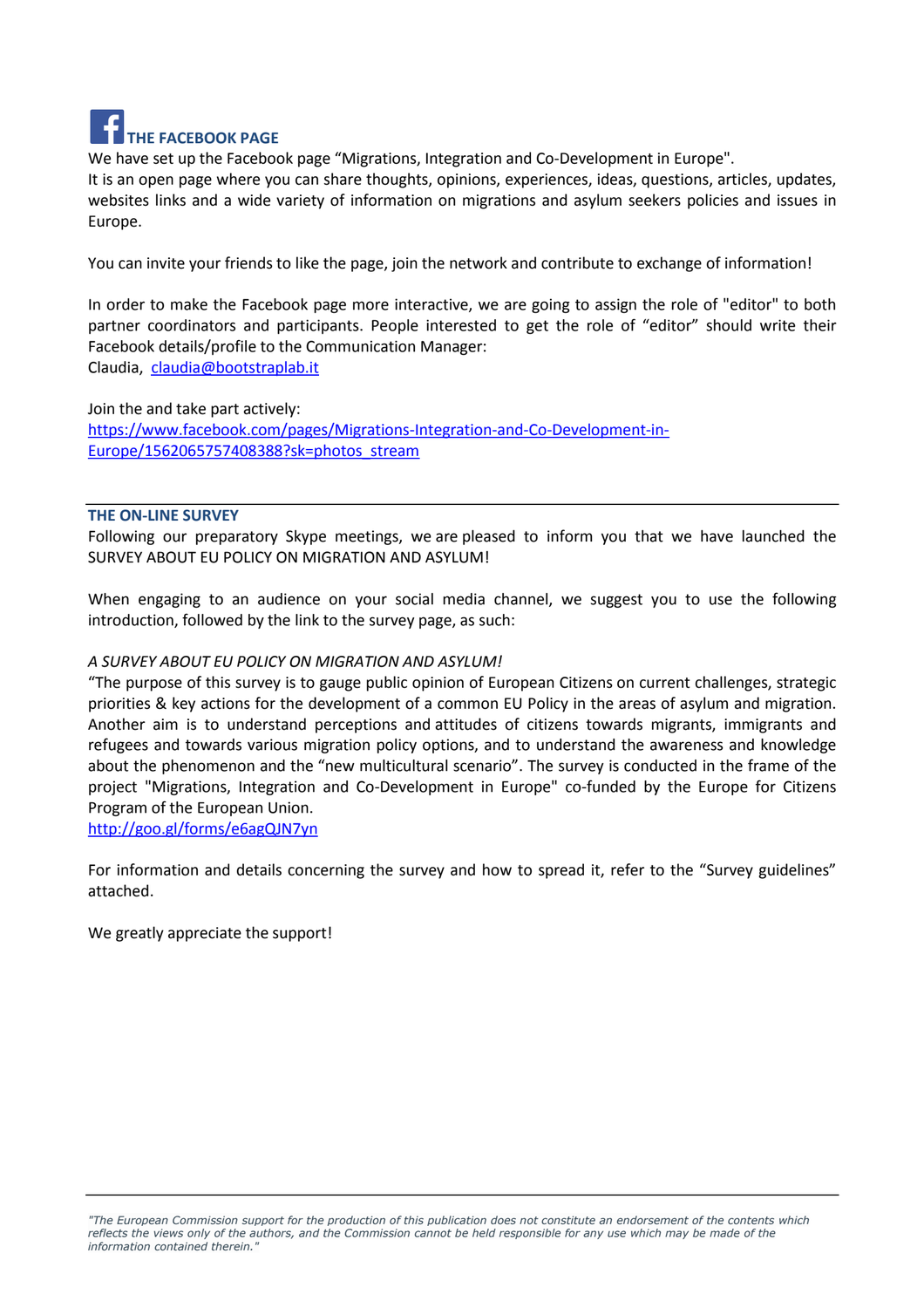## THE FACEBOOK PAGE

We have set up the Facebook page "Migrations, Integration and Co-Development in Europe".
It is an open page where you can share thoughts, opinions, experiences, ideas, questions, articles, updates, websites links and a wide variety of information on migrations and asylum seekers policies and issues in Europe.

You can invite your friends to like the page, join the network and contribute to exchange of information!

In order to make the Facebook page more interactive, we are going to assign the role of "editor" to both partner coordinators and participants. People interested to get the role of "editor" should write their Facebook details/profile to the Communication Manager:
Claudia, claudia@bootstraplab.it

Join the and take part actively:
https://www.facebook.com/pages/Migrations-Integration-and-Co-Development-in-Europe/1562065757408388?sk=photos_stream

---

## THE ON-LINE SURVEY

Following our preparatory Skype meetings, we are pleased to inform you that we have launched the SURVEY ABOUT EU POLICY ON MIGRATION AND ASYLUM!

When engaging to an audience on your social media channel, we suggest you to use the following introduction, followed by the link to the survey page, as such:

*A SURVEY ABOUT EU POLICY ON MIGRATION AND ASYLUM!*
"The purpose of this survey is to gauge public opinion of European Citizens on current challenges, strategic priorities & key actions for the development of a common EU Policy in the areas of asylum and migration. Another aim is to understand perceptions and attitudes of citizens towards migrants, immigrants and refugees and towards various migration policy options, and to understand the awareness and knowledge about the phenomenon and the "new multicultural scenario". The survey is conducted in the frame of the project "Migrations, Integration and Co-Development in Europe" co-funded by the Europe for Citizens Program of the European Union.
http://goo.gl/forms/e6agQJN7yn

For information and details concerning the survey and how to spread it, refer to the "Survey guidelines" attached.

We greatly appreciate the support!

---

*"The European Commission support for the production of this publication does not constitute an endorsement of the contents which reflects the views only of the authors, and the Commission cannot be held responsible for any use which may be made of the information contained therein."*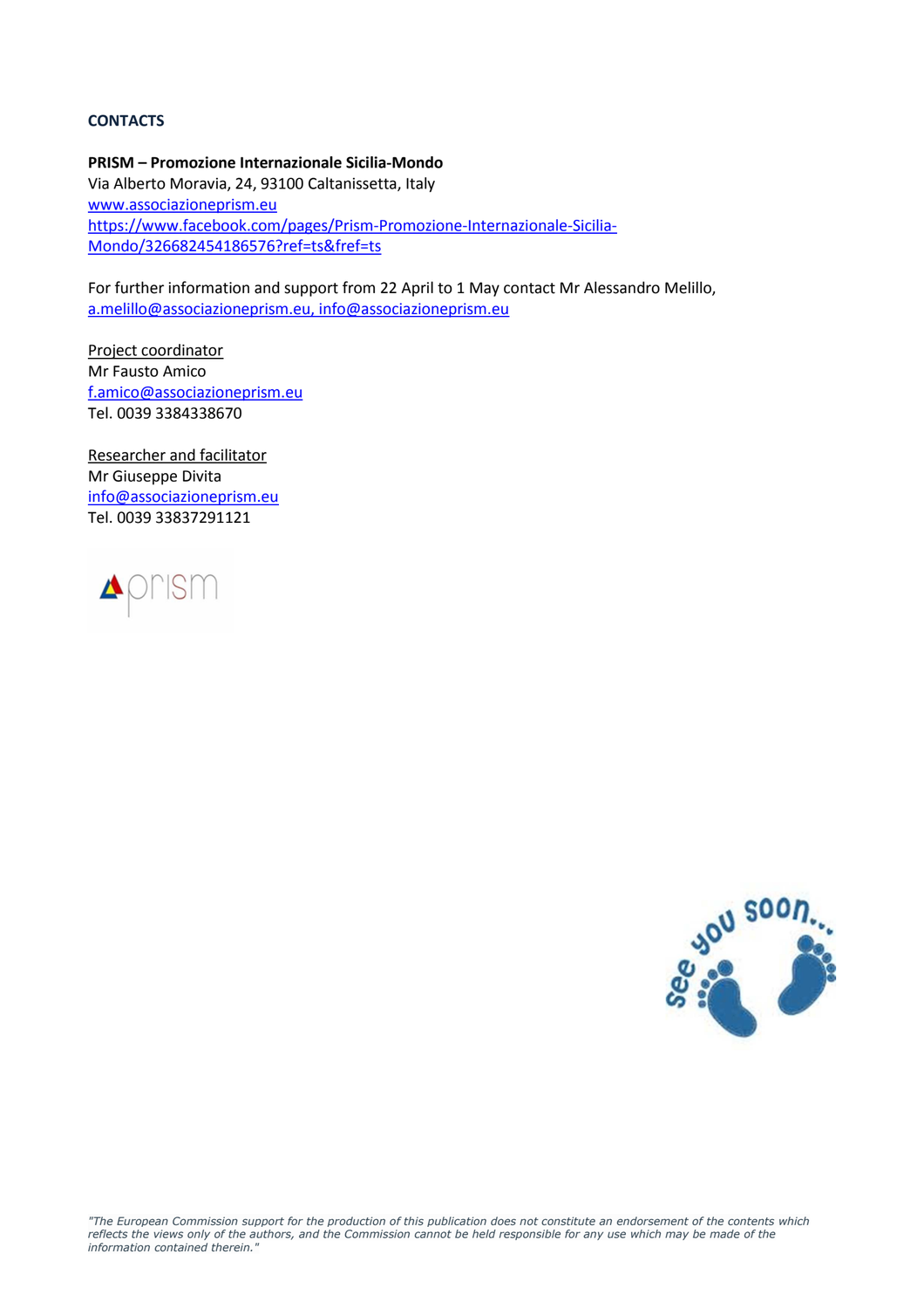**CONTACTS**

**PRISM – Promozione Internazionale Sicilia-Mondo**
Via Alberto Moravia, 24, 93100 Caltanissetta, Italy
www.associazioneprism.eu
https://www.facebook.com/pages/Prism-Promozione-Internazionale-Sicilia-Mondo/326682454186576?ref=ts&fref=ts

For further information and support from 22 April to 1 May contact Mr Alessandro Melillo, a.melillo@associazioneprism.eu, info@associazioneprism.eu

Project coordinator
Mr Fausto Amico
f.amico@associazioneprism.eu
Tel. 0039 3384338670

Researcher and facilitator
Mr Giuseppe Divita
info@associazioneprism.eu
Tel. 0039 33837291121

prism

see you soon...

*"The European Commission support for the production of this publication does not constitute an endorsement of the contents which reflects the views only of the authors, and the Commission cannot be held responsible for any use which may be made of the information contained therein."*